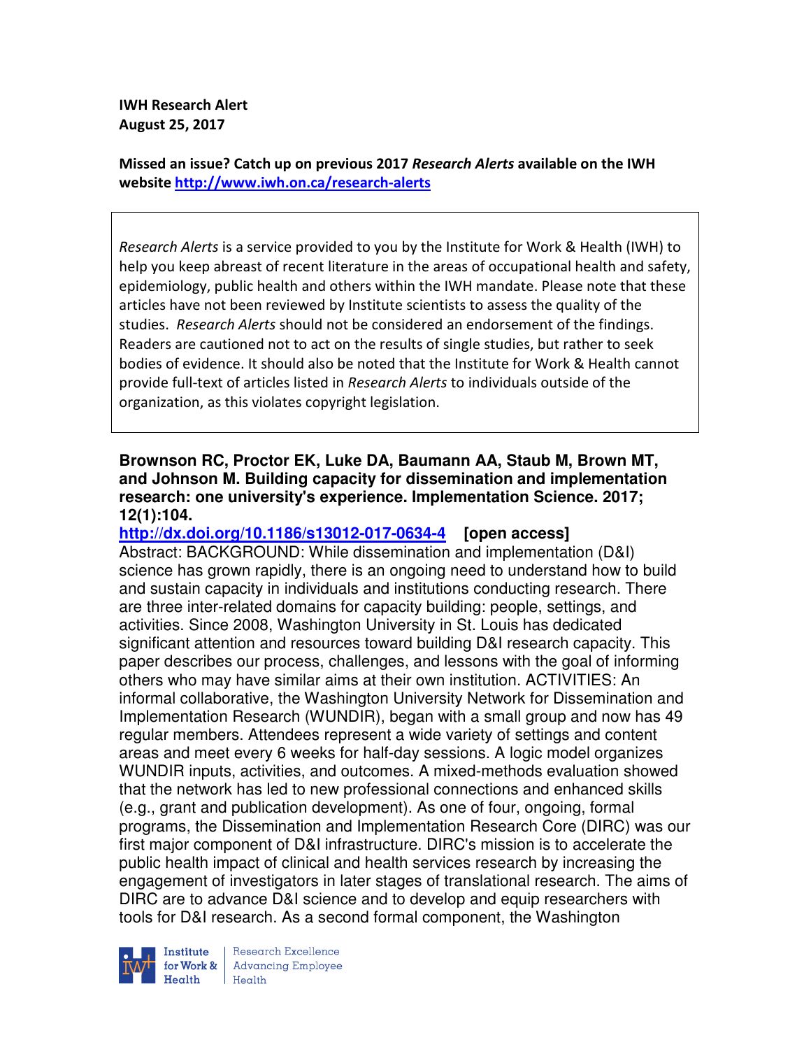**IWH Research Alert**
**August 25, 2017**

**Missed an issue? Catch up on previous 2017 *Research Alerts* available on the IWH website [http://www.iwh.on.ca/research-alerts](http://www.iwh.on.ca/research-alerts)**

> *Research Alerts* is a service provided to you by the Institute for Work & Health (IWH) to help you keep abreast of recent literature in the areas of occupational health and safety, epidemiology, public health and others within the IWH mandate. Please note that these articles have not been reviewed by Institute scientists to assess the quality of the studies. *Research Alerts* should not be considered an endorsement of the findings. Readers are cautioned not to act on the results of single studies, but rather to seek bodies of evidence. It should also be noted that the Institute for Work & Health cannot provide full-text of articles listed in *Research Alerts* to individuals outside of the organization, as this violates copyright legislation.

**Brownson RC, Proctor EK, Luke DA, Baumann AA, Staub M, Brown MT, and Johnson M. Building capacity for dissemination and implementation research: one university's experience. Implementation Science. 2017; 12(1):104.**
**[http://dx.doi.org/10.1186/s13012-017-0634-4](http://dx.doi.org/10.1186/s13012-017-0634-4) [open access]**
Abstract: BACKGROUND: While dissemination and implementation (D&I) science has grown rapidly, there is an ongoing need to understand how to build and sustain capacity in individuals and institutions conducting research. There are three inter-related domains for capacity building: people, settings, and activities. Since 2008, Washington University in St. Louis has dedicated significant attention and resources toward building D&I research capacity. This paper describes our process, challenges, and lessons with the goal of informing others who may have similar aims at their own institution. ACTIVITIES: An informal collaborative, the Washington University Network for Dissemination and Implementation Research (WUNDIR), began with a small group and now has 49 regular members. Attendees represent a wide variety of settings and content areas and meet every 6 weeks for half-day sessions. A logic model organizes WUNDIR inputs, activities, and outcomes. A mixed-methods evaluation showed that the network has led to new professional connections and enhanced skills (e.g., grant and publication development). As one of four, ongoing, formal programs, the Dissemination and Implementation Research Core (DIRC) was our first major component of D&I infrastructure. DIRC's mission is to accelerate the public health impact of clinical and health services research by increasing the engagement of investigators in later stages of translational research. The aims of DIRC are to advance D&I science and to develop and equip researchers with tools for D&I research. As a second formal component, the Washington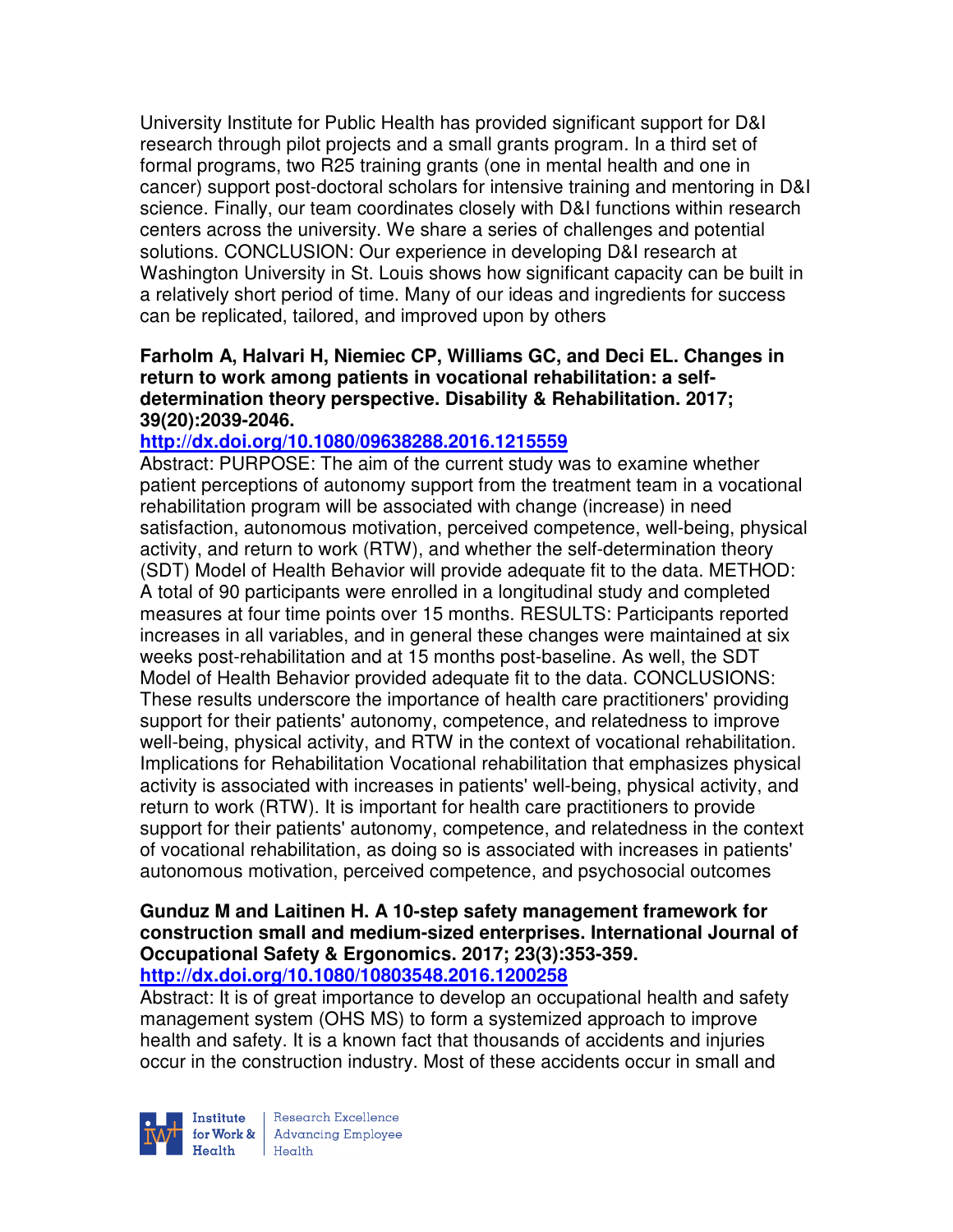University Institute for Public Health has provided significant support for D&I research through pilot projects and a small grants program. In a third set of formal programs, two R25 training grants (one in mental health and one in cancer) support post-doctoral scholars for intensive training and mentoring in D&I science. Finally, our team coordinates closely with D&I functions within research centers across the university. We share a series of challenges and potential solutions. CONCLUSION: Our experience in developing D&I research at Washington University in St. Louis shows how significant capacity can be built in a relatively short period of time. Many of our ideas and ingredients for success can be replicated, tailored, and improved upon by others

**Farholm A, Halvari H, Niemiec CP, Williams GC, and Deci EL. Changes in return to work among patients in vocational rehabilitation: a self-determination theory perspective. Disability & Rehabilitation. 2017; 39(20):2039-2046.**

**http://dx.doi.org/10.1080/09638288.2016.1215559**

Abstract: PURPOSE: The aim of the current study was to examine whether patient perceptions of autonomy support from the treatment team in a vocational rehabilitation program will be associated with change (increase) in need satisfaction, autonomous motivation, perceived competence, well-being, physical activity, and return to work (RTW), and whether the self-determination theory (SDT) Model of Health Behavior will provide adequate fit to the data. METHOD: A total of 90 participants were enrolled in a longitudinal study and completed measures at four time points over 15 months. RESULTS: Participants reported increases in all variables, and in general these changes were maintained at six weeks post-rehabilitation and at 15 months post-baseline. As well, the SDT Model of Health Behavior provided adequate fit to the data. CONCLUSIONS: These results underscore the importance of health care practitioners' providing support for their patients' autonomy, competence, and relatedness to improve well-being, physical activity, and RTW in the context of vocational rehabilitation. Implications for Rehabilitation Vocational rehabilitation that emphasizes physical activity is associated with increases in patients' well-being, physical activity, and return to work (RTW). It is important for health care practitioners to provide support for their patients' autonomy, competence, and relatedness in the context of vocational rehabilitation, as doing so is associated with increases in patients' autonomous motivation, perceived competence, and psychosocial outcomes

**Gunduz M and Laitinen H. A 10-step safety management framework for construction small and medium-sized enterprises. International Journal of Occupational Safety & Ergonomics. 2017; 23(3):353-359.**

**http://dx.doi.org/10.1080/10803548.2016.1200258**

Abstract: It is of great importance to develop an occupational health and safety management system (OHS MS) to form a systemized approach to improve health and safety. It is a known fact that thousands of accidents and injuries occur in the construction industry. Most of these accidents occur in small and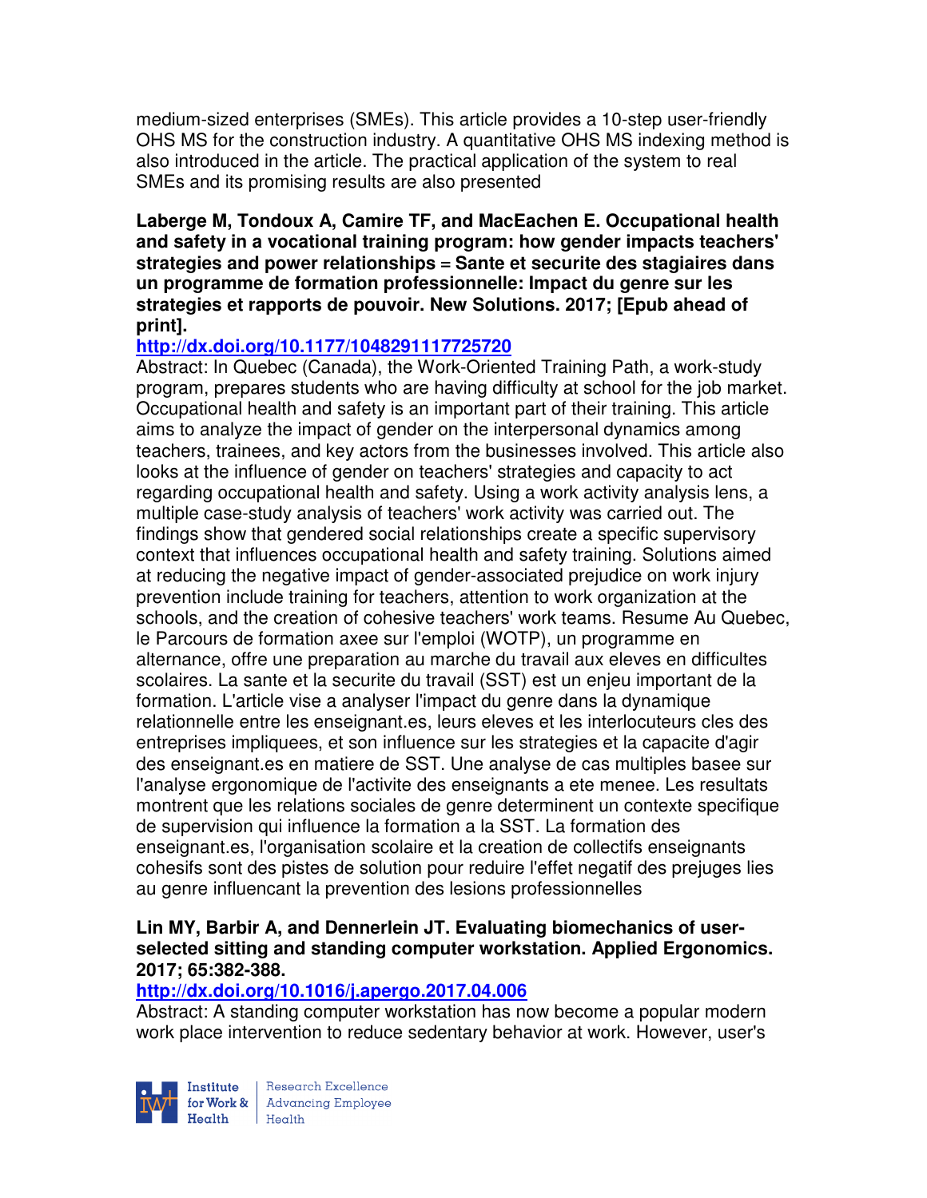medium-sized enterprises (SMEs). This article provides a 10-step user-friendly OHS MS for the construction industry. A quantitative OHS MS indexing method is also introduced in the article. The practical application of the system to real SMEs and its promising results are also presented

**Laberge M, Tondoux A, Camire TF, and MacEachen E. Occupational health and safety in a vocational training program: how gender impacts teachers' strategies and power relationships = Sante et securite des stagiaires dans un programme de formation professionnelle: Impact du genre sur les strategies et rapports de pouvoir. New Solutions. 2017; [Epub ahead of print].**

**http://dx.doi.org/10.1177/1048291117725720**

Abstract: In Quebec (Canada), the Work-Oriented Training Path, a work-study program, prepares students who are having difficulty at school for the job market. Occupational health and safety is an important part of their training. This article aims to analyze the impact of gender on the interpersonal dynamics among teachers, trainees, and key actors from the businesses involved. This article also looks at the influence of gender on teachers' strategies and capacity to act regarding occupational health and safety. Using a work activity analysis lens, a multiple case-study analysis of teachers' work activity was carried out. The findings show that gendered social relationships create a specific supervisory context that influences occupational health and safety training. Solutions aimed at reducing the negative impact of gender-associated prejudice on work injury prevention include training for teachers, attention to work organization at the schools, and the creation of cohesive teachers' work teams. Resume Au Quebec, le Parcours de formation axee sur l'emploi (WOTP), un programme en alternance, offre une preparation au marche du travail aux eleves en difficultes scolaires. La sante et la securite du travail (SST) est un enjeu important de la formation. L'article vise a analyser l'impact du genre dans la dynamique relationnelle entre les enseignant.es, leurs eleves et les interlocuteurs cles des entreprises impliquees, et son influence sur les strategies et la capacite d'agir des enseignant.es en matiere de SST. Une analyse de cas multiples basee sur l'analyse ergonomique de l'activite des enseignants a ete menee. Les resultats montrent que les relations sociales de genre determinent un contexte specifique de supervision qui influence la formation a la SST. La formation des enseignant.es, l'organisation scolaire et la creation de collectifs enseignants cohesifs sont des pistes de solution pour reduire l'effet negatif des prejuges lies au genre influencant la prevention des lesions professionnelles

**Lin MY, Barbir A, and Dennerlein JT. Evaluating biomechanics of user-selected sitting and standing computer workstation. Applied Ergonomics. 2017; 65:382-388.**

**http://dx.doi.org/10.1016/j.apergo.2017.04.006**

Abstract: A standing computer workstation has now become a popular modern work place intervention to reduce sedentary behavior at work. However, user's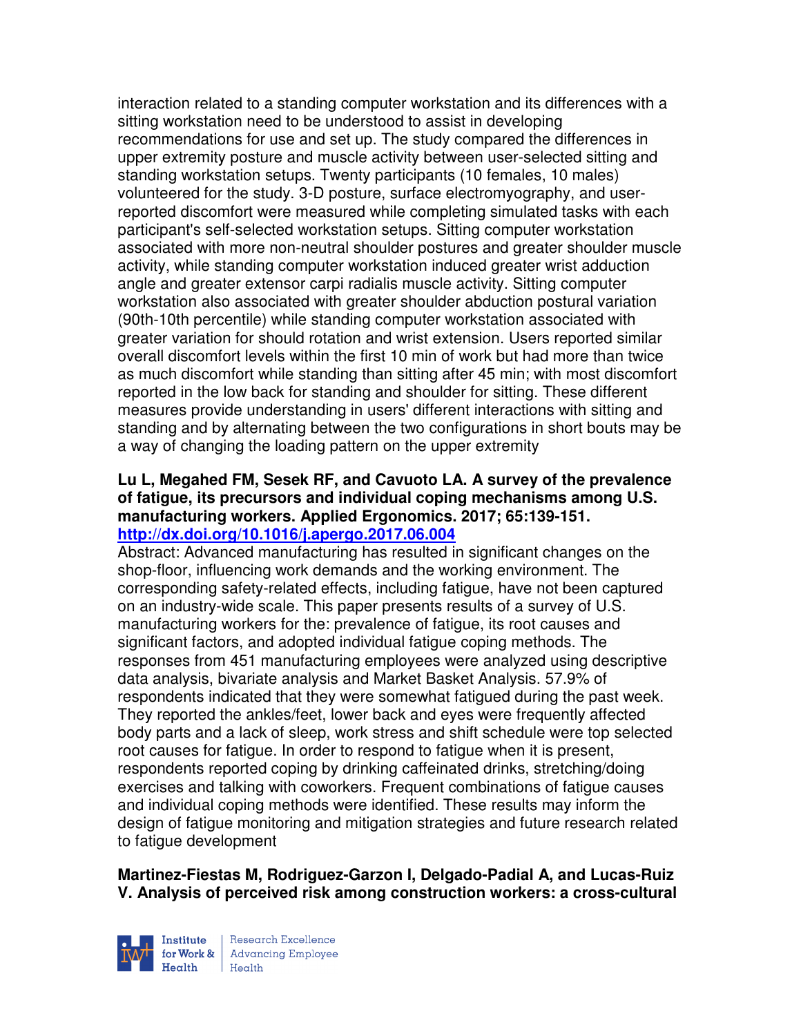interaction related to a standing computer workstation and its differences with a sitting workstation need to be understood to assist in developing recommendations for use and set up. The study compared the differences in upper extremity posture and muscle activity between user-selected sitting and standing workstation setups. Twenty participants (10 females, 10 males) volunteered for the study. 3-D posture, surface electromyography, and user-reported discomfort were measured while completing simulated tasks with each participant's self-selected workstation setups. Sitting computer workstation associated with more non-neutral shoulder postures and greater shoulder muscle activity, while standing computer workstation induced greater wrist adduction angle and greater extensor carpi radialis muscle activity. Sitting computer workstation also associated with greater shoulder abduction postural variation (90th-10th percentile) while standing computer workstation associated with greater variation for should rotation and wrist extension. Users reported similar overall discomfort levels within the first 10 min of work but had more than twice as much discomfort while standing than sitting after 45 min; with most discomfort reported in the low back for standing and shoulder for sitting. These different measures provide understanding in users' different interactions with sitting and standing and by alternating between the two configurations in short bouts may be a way of changing the loading pattern on the upper extremity

**Lu L, Megahed FM, Sesek RF, and Cavuoto LA. A survey of the prevalence of fatigue, its precursors and individual coping mechanisms among U.S. manufacturing workers. Applied Ergonomics. 2017; 65:139-151.**
**http://dx.doi.org/10.1016/j.apergo.2017.06.004**

Abstract: Advanced manufacturing has resulted in significant changes on the shop-floor, influencing work demands and the working environment. The corresponding safety-related effects, including fatigue, have not been captured on an industry-wide scale. This paper presents results of a survey of U.S. manufacturing workers for the: prevalence of fatigue, its root causes and significant factors, and adopted individual fatigue coping methods. The responses from 451 manufacturing employees were analyzed using descriptive data analysis, bivariate analysis and Market Basket Analysis. 57.9% of respondents indicated that they were somewhat fatigued during the past week. They reported the ankles/feet, lower back and eyes were frequently affected body parts and a lack of sleep, work stress and shift schedule were top selected root causes for fatigue. In order to respond to fatigue when it is present, respondents reported coping by drinking caffeinated drinks, stretching/doing exercises and talking with coworkers. Frequent combinations of fatigue causes and individual coping methods were identified. These results may inform the design of fatigue monitoring and mitigation strategies and future research related to fatigue development

**Martinez-Fiestas M, Rodriguez-Garzon I, Delgado-Padial A, and Lucas-Ruiz V. Analysis of perceived risk among construction workers: a cross-cultural**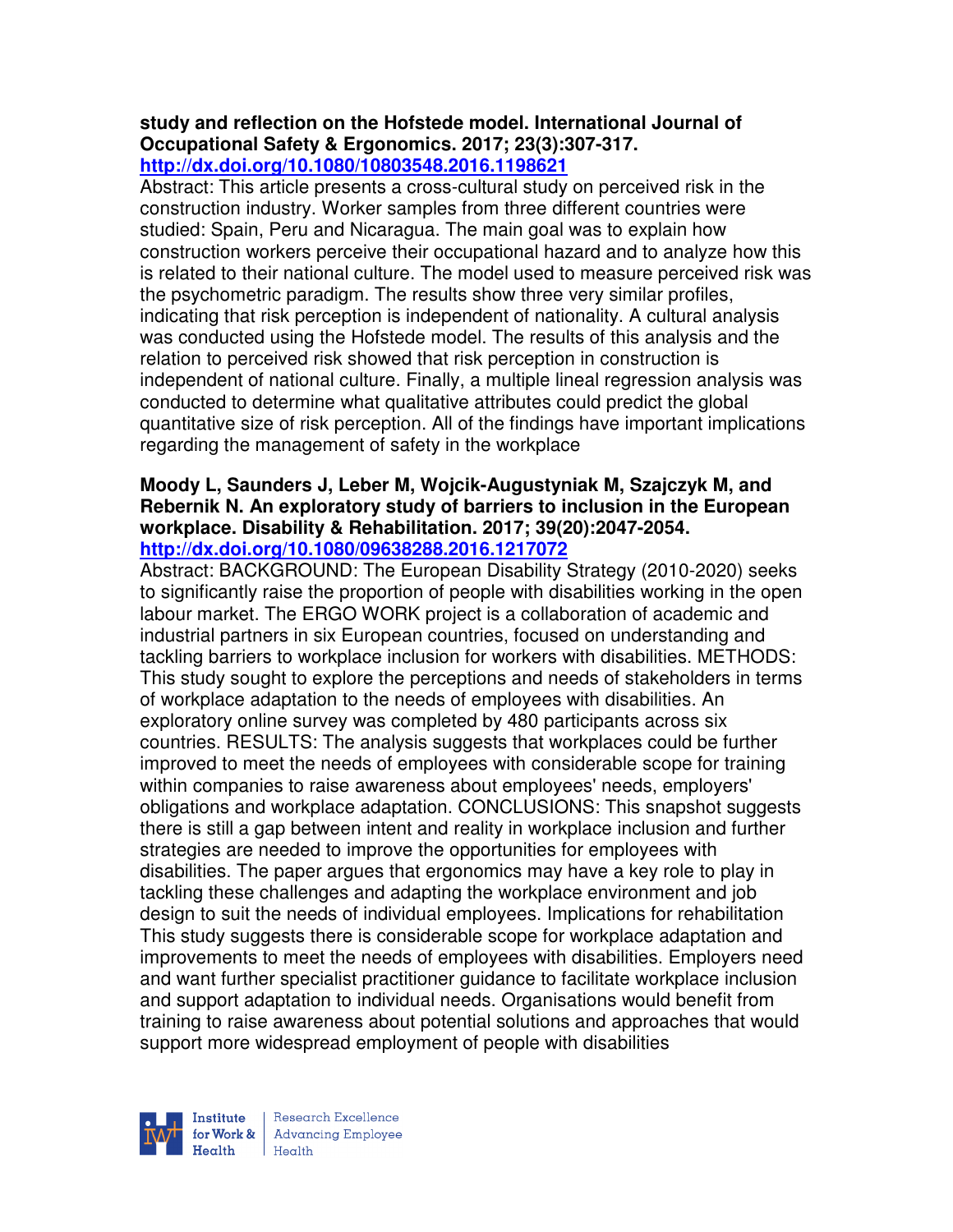**study and reflection on the Hofstede model. International Journal of Occupational Safety & Ergonomics. 2017; 23(3):307-317.**
**http://dx.doi.org/10.1080/10803548.2016.1198621**

Abstract: This article presents a cross-cultural study on perceived risk in the construction industry. Worker samples from three different countries were studied: Spain, Peru and Nicaragua. The main goal was to explain how construction workers perceive their occupational hazard and to analyze how this is related to their national culture. The model used to measure perceived risk was the psychometric paradigm. The results show three very similar profiles, indicating that risk perception is independent of nationality. A cultural analysis was conducted using the Hofstede model. The results of this analysis and the relation to perceived risk showed that risk perception in construction is independent of national culture. Finally, a multiple lineal regression analysis was conducted to determine what qualitative attributes could predict the global quantitative size of risk perception. All of the findings have important implications regarding the management of safety in the workplace

**Moody L, Saunders J, Leber M, Wojcik-Augustyniak M, Szajczyk M, and Rebernik N. An exploratory study of barriers to inclusion in the European workplace. Disability & Rehabilitation. 2017; 39(20):2047-2054.**
**http://dx.doi.org/10.1080/09638288.2016.1217072**

Abstract: BACKGROUND: The European Disability Strategy (2010-2020) seeks to significantly raise the proportion of people with disabilities working in the open labour market. The ERGO WORK project is a collaboration of academic and industrial partners in six European countries, focused on understanding and tackling barriers to workplace inclusion for workers with disabilities. METHODS: This study sought to explore the perceptions and needs of stakeholders in terms of workplace adaptation to the needs of employees with disabilities. An exploratory online survey was completed by 480 participants across six countries. RESULTS: The analysis suggests that workplaces could be further improved to meet the needs of employees with considerable scope for training within companies to raise awareness about employees' needs, employers' obligations and workplace adaptation. CONCLUSIONS: This snapshot suggests there is still a gap between intent and reality in workplace inclusion and further strategies are needed to improve the opportunities for employees with disabilities. The paper argues that ergonomics may have a key role to play in tackling these challenges and adapting the workplace environment and job design to suit the needs of individual employees. Implications for rehabilitation This study suggests there is considerable scope for workplace adaptation and improvements to meet the needs of employees with disabilities. Employers need and want further specialist practitioner guidance to facilitate workplace inclusion and support adaptation to individual needs. Organisations would benefit from training to raise awareness about potential solutions and approaches that would support more widespread employment of people with disabilities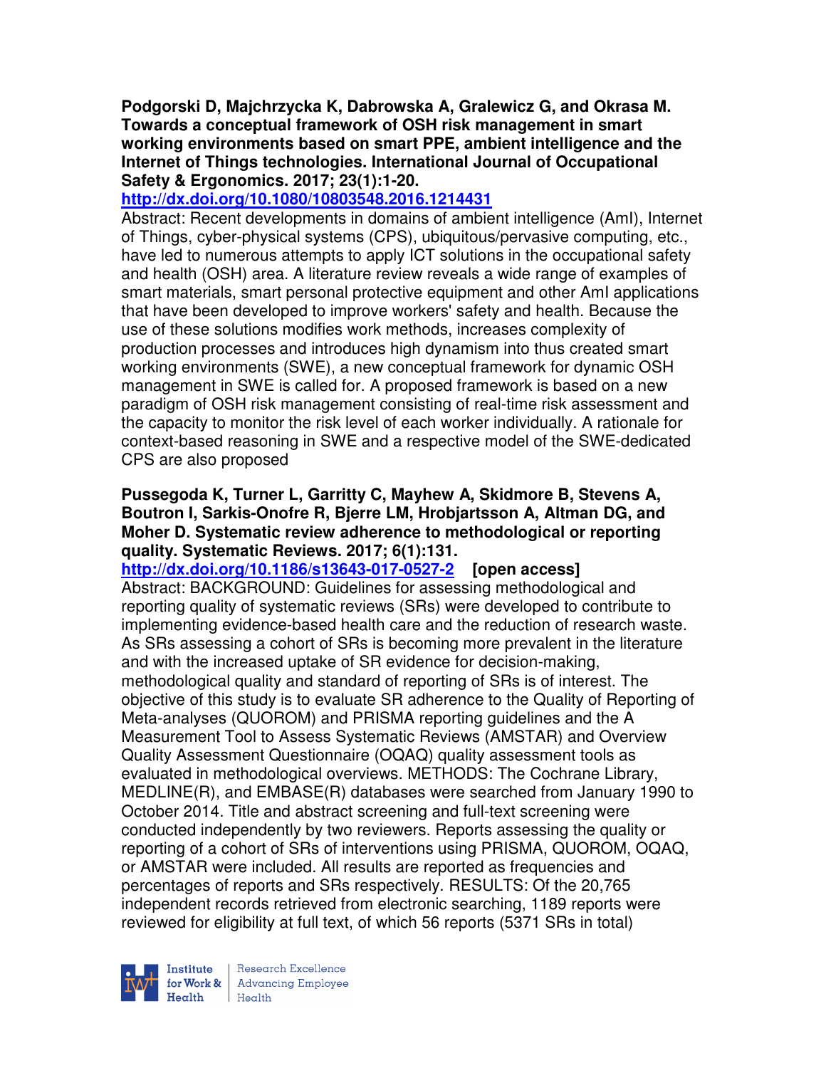**Podgorski D, Majchrzycka K, Dabrowska A, Gralewicz G, and Okrasa M. Towards a conceptual framework of OSH risk management in smart working environments based on smart PPE, ambient intelligence and the Internet of Things technologies. International Journal of Occupational Safety & Ergonomics. 2017; 23(1):1-20.**

**http://dx.doi.org/10.1080/10803548.2016.1214431**

Abstract: Recent developments in domains of ambient intelligence (AmI), Internet of Things, cyber-physical systems (CPS), ubiquitous/pervasive computing, etc., have led to numerous attempts to apply ICT solutions in the occupational safety and health (OSH) area. A literature review reveals a wide range of examples of smart materials, smart personal protective equipment and other AmI applications that have been developed to improve workers' safety and health. Because the use of these solutions modifies work methods, increases complexity of production processes and introduces high dynamism into thus created smart working environments (SWE), a new conceptual framework for dynamic OSH management in SWE is called for. A proposed framework is based on a new paradigm of OSH risk management consisting of real-time risk assessment and the capacity to monitor the risk level of each worker individually. A rationale for context-based reasoning in SWE and a respective model of the SWE-dedicated CPS are also proposed

**Pussegoda K, Turner L, Garritty C, Mayhew A, Skidmore B, Stevens A, Boutron I, Sarkis-Onofre R, Bjerre LM, Hrobjartsson A, Altman DG, and Moher D. Systematic review adherence to methodological or reporting quality. Systematic Reviews. 2017; 6(1):131.**

**http://dx.doi.org/10.1186/s13643-017-0527-2** **[open access]**

Abstract: BACKGROUND: Guidelines for assessing methodological and reporting quality of systematic reviews (SRs) were developed to contribute to implementing evidence-based health care and the reduction of research waste. As SRs assessing a cohort of SRs is becoming more prevalent in the literature and with the increased uptake of SR evidence for decision-making, methodological quality and standard of reporting of SRs is of interest. The objective of this study is to evaluate SR adherence to the Quality of Reporting of Meta-analyses (QUOROM) and PRISMA reporting guidelines and the A Measurement Tool to Assess Systematic Reviews (AMSTAR) and Overview Quality Assessment Questionnaire (OQAQ) quality assessment tools as evaluated in methodological overviews. METHODS: The Cochrane Library, MEDLINE(R), and EMBASE(R) databases were searched from January 1990 to October 2014. Title and abstract screening and full-text screening were conducted independently by two reviewers. Reports assessing the quality or reporting of a cohort of SRs of interventions using PRISMA, QUOROM, OQAQ, or AMSTAR were included. All results are reported as frequencies and percentages of reports and SRs respectively. RESULTS: Of the 20,765 independent records retrieved from electronic searching, 1189 reports were reviewed for eligibility at full text, of which 56 reports (5371 SRs in total)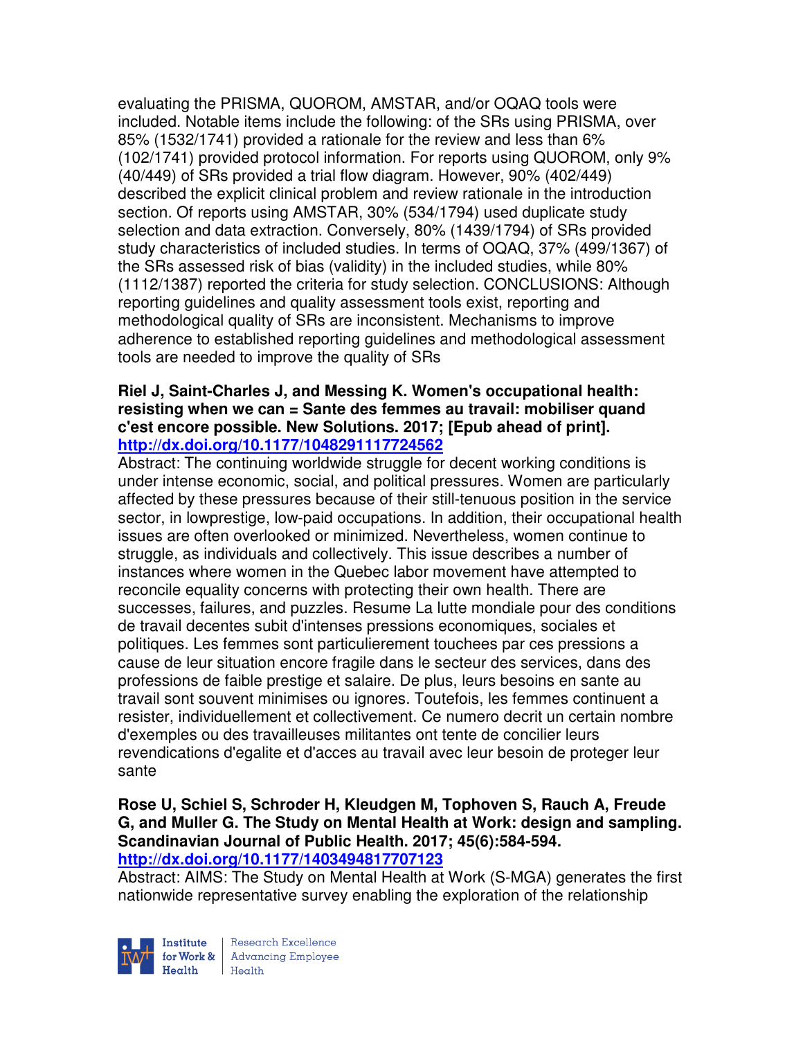evaluating the PRISMA, QUOROM, AMSTAR, and/or OQAQ tools were included. Notable items include the following: of the SRs using PRISMA, over 85% (1532/1741) provided a rationale for the review and less than 6% (102/1741) provided protocol information. For reports using QUOROM, only 9% (40/449) of SRs provided a trial flow diagram. However, 90% (402/449) described the explicit clinical problem and review rationale in the introduction section. Of reports using AMSTAR, 30% (534/1794) used duplicate study selection and data extraction. Conversely, 80% (1439/1794) of SRs provided study characteristics of included studies. In terms of OQAQ, 37% (499/1367) of the SRs assessed risk of bias (validity) in the included studies, while 80% (1112/1387) reported the criteria for study selection. CONCLUSIONS: Although reporting guidelines and quality assessment tools exist, reporting and methodological quality of SRs are inconsistent. Mechanisms to improve adherence to established reporting guidelines and methodological assessment tools are needed to improve the quality of SRs

**Riel J, Saint-Charles J, and Messing K. Women's occupational health: resisting when we can = Sante des femmes au travail: mobiliser quand c'est encore possible. New Solutions. 2017; [Epub ahead of print].**
**http://dx.doi.org/10.1177/1048291117724562**
Abstract: The continuing worldwide struggle for decent working conditions is under intense economic, social, and political pressures. Women are particularly affected by these pressures because of their still-tenuous position in the service sector, in lowprestige, low-paid occupations. In addition, their occupational health issues are often overlooked or minimized. Nevertheless, women continue to struggle, as individuals and collectively. This issue describes a number of instances where women in the Quebec labor movement have attempted to reconcile equality concerns with protecting their own health. There are successes, failures, and puzzles. Resume La lutte mondiale pour des conditions de travail decentes subit d'intenses pressions economiques, sociales et politiques. Les femmes sont particulierement touchees par ces pressions a cause de leur situation encore fragile dans le secteur des services, dans des professions de faible prestige et salaire. De plus, leurs besoins en sante au travail sont souvent minimises ou ignores. Toutefois, les femmes continuent a resister, individuellement et collectivement. Ce numero decrit un certain nombre d'exemples ou des travailleuses militantes ont tente de concilier leurs revendications d'egalite et d'acces au travail avec leur besoin de proteger leur sante

**Rose U, Schiel S, Schroder H, Kleudgen M, Tophoven S, Rauch A, Freude G, and Muller G. The Study on Mental Health at Work: design and sampling. Scandinavian Journal of Public Health. 2017; 45(6):584-594.**
**http://dx.doi.org/10.1177/1403494817707123**
Abstract: AIMS: The Study on Mental Health at Work (S-MGA) generates the first nationwide representative survey enabling the exploration of the relationship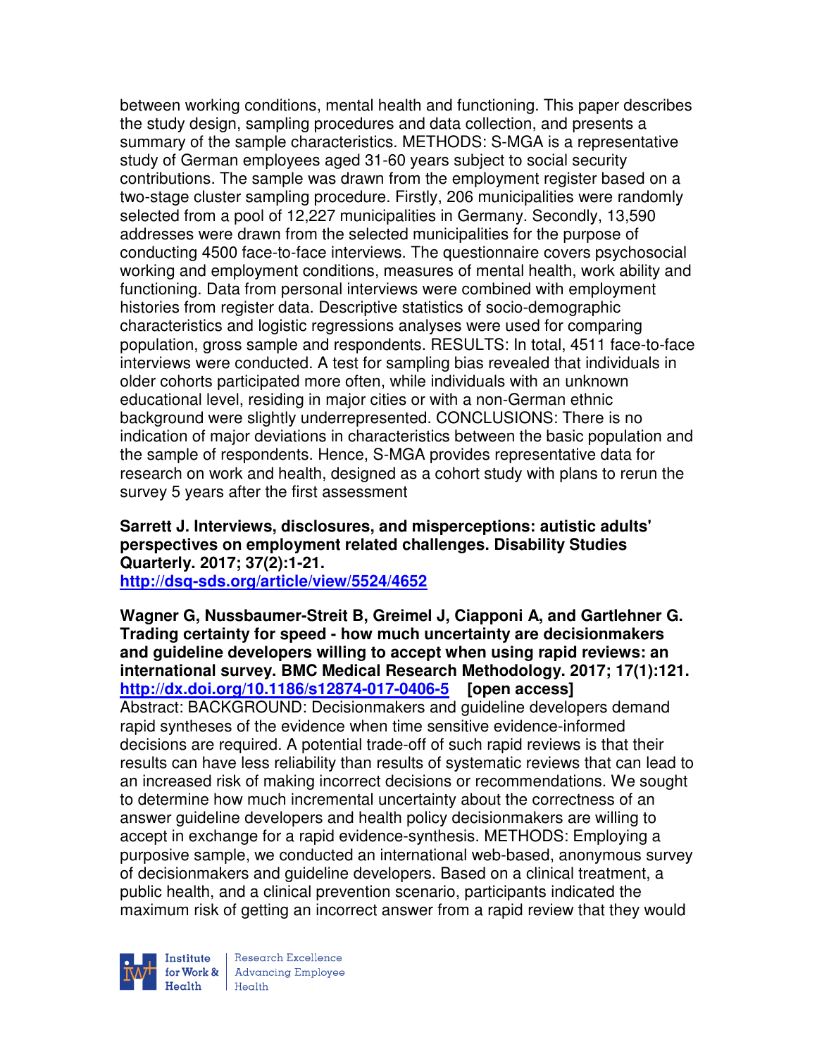between working conditions, mental health and functioning. This paper describes the study design, sampling procedures and data collection, and presents a summary of the sample characteristics. METHODS: S-MGA is a representative study of German employees aged 31-60 years subject to social security contributions. The sample was drawn from the employment register based on a two-stage cluster sampling procedure. Firstly, 206 municipalities were randomly selected from a pool of 12,227 municipalities in Germany. Secondly, 13,590 addresses were drawn from the selected municipalities for the purpose of conducting 4500 face-to-face interviews. The questionnaire covers psychosocial working and employment conditions, measures of mental health, work ability and functioning. Data from personal interviews were combined with employment histories from register data. Descriptive statistics of socio-demographic characteristics and logistic regressions analyses were used for comparing population, gross sample and respondents. RESULTS: In total, 4511 face-to-face interviews were conducted. A test for sampling bias revealed that individuals in older cohorts participated more often, while individuals with an unknown educational level, residing in major cities or with a non-German ethnic background were slightly underrepresented. CONCLUSIONS: There is no indication of major deviations in characteristics between the basic population and the sample of respondents. Hence, S-MGA provides representative data for research on work and health, designed as a cohort study with plans to rerun the survey 5 years after the first assessment

**Sarrett J. Interviews, disclosures, and misperceptions: autistic adults' perspectives on employment related challenges. Disability Studies Quarterly. 2017; 37(2):1-21.**
**http://dsq-sds.org/article/view/5524/4652**

**Wagner G, Nussbaumer-Streit B, Greimel J, Ciapponi A, and Gartlehner G. Trading certainty for speed - how much uncertainty are decisionmakers and guideline developers willing to accept when using rapid reviews: an international survey. BMC Medical Research Methodology. 2017; 17(1):121.**
**http://dx.doi.org/10.1186/s12874-017-0406-5 [open access]**
Abstract: BACKGROUND: Decisionmakers and guideline developers demand rapid syntheses of the evidence when time sensitive evidence-informed decisions are required. A potential trade-off of such rapid reviews is that their results can have less reliability than results of systematic reviews that can lead to an increased risk of making incorrect decisions or recommendations. We sought to determine how much incremental uncertainty about the correctness of an answer guideline developers and health policy decisionmakers are willing to accept in exchange for a rapid evidence-synthesis. METHODS: Employing a purposive sample, we conducted an international web-based, anonymous survey of decisionmakers and guideline developers. Based on a clinical treatment, a public health, and a clinical prevention scenario, participants indicated the maximum risk of getting an incorrect answer from a rapid review that they would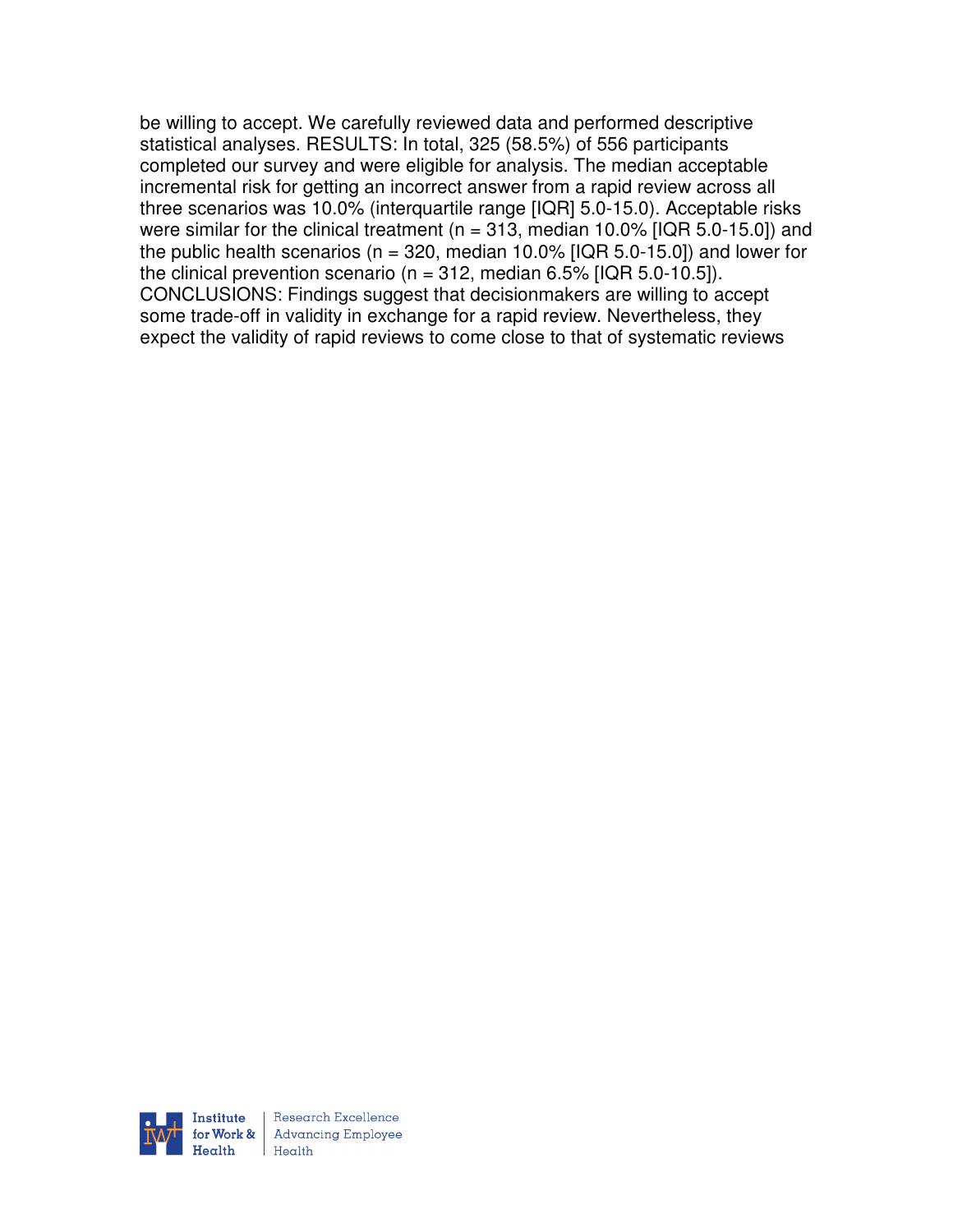be willing to accept. We carefully reviewed data and performed descriptive statistical analyses. RESULTS: In total, 325 (58.5%) of 556 participants completed our survey and were eligible for analysis. The median acceptable incremental risk for getting an incorrect answer from a rapid review across all three scenarios was 10.0% (interquartile range [IQR] 5.0-15.0). Acceptable risks were similar for the clinical treatment (n = 313, median 10.0% [IQR 5.0-15.0]) and the public health scenarios (n = 320, median 10.0% [IQR 5.0-15.0]) and lower for the clinical prevention scenario (n = 312, median 6.5% [IQR 5.0-10.5]). CONCLUSIONS: Findings suggest that decisionmakers are willing to accept some trade-off in validity in exchange for a rapid review. Nevertheless, they expect the validity of rapid reviews to come close to that of systematic reviews